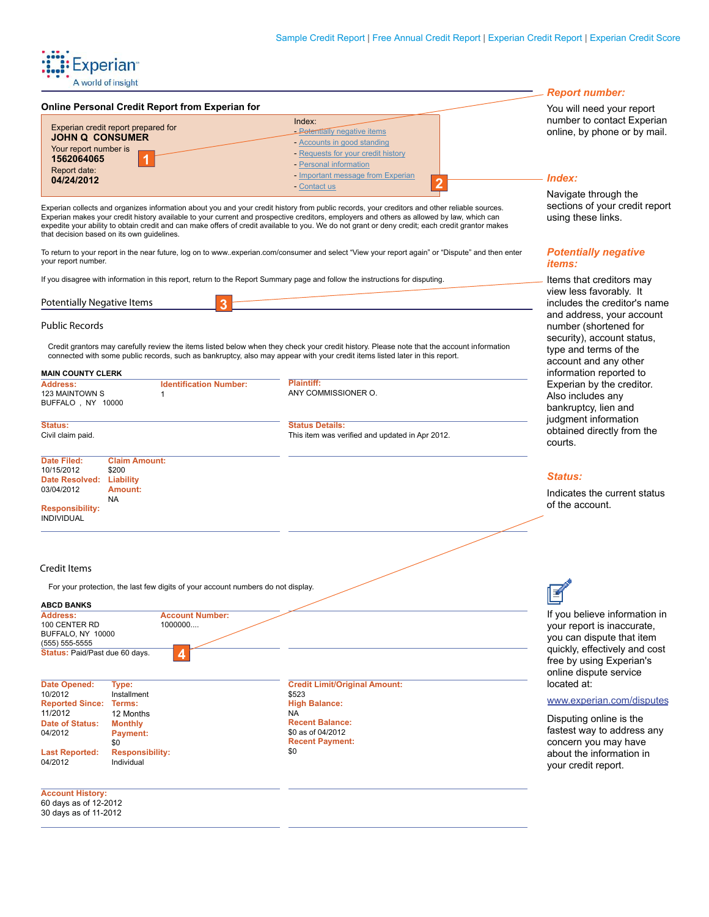Sample Credit Report | Free Annual Credit Report | Experian Credit Report | Experian Credit Score

Experian
A world of insight

## Online Personal Credit Report from Experian for

Experian credit report prepared for
**JOHN Q CONSUMER**
Your report number is
**1562064065**
Report date:
**04/24/2012**

Index:
- Potentially negative items
- Accounts in good standing
- Requests for your credit history
- Personal information
- Important message from Experian
- Contact us

Experian collects and organizes information about you and your credit history from public records, your creditors and other reliable sources. Experian makes your credit history available to your current and prospective creditors, employers and others as allowed by law, which can expedite your ability to obtain credit and can make offers of credit available to you. We do not grant or deny credit; each credit grantor makes that decision based on its own guidelines.

To return to your report in the near future, log on to www..experian.com/consumer and select "View your report again" or "Dispute" and then enter your report number.

If you disagree with information in this report, return to the Report Summary page and follow the instructions for disputing.

## Potentially Negative Items

### Public Records

Credit grantors may carefully review the items listed below when they check your credit history. Please note that the account information connected with some public records, such as bankruptcy, also may appear with your credit items listed later in this report.

**MAIN COUNTY CLERK**

**Address:**
123 MAINTOWN S
BUFFALO , NY 10000

**Identification Number:**
1

**Plaintiff:**
ANY COMMISSIONER O.

**Status:**
Civil claim paid.

**Status Details:**
This item was verified and updated in Apr 2012.

**Date Filed:** 10/15/2012
**Date Resolved:** 03/04/2012
**Responsibility:** INDIVIDUAL
**Claim Amount:** $200
**Liability Amount:** NA

### Credit Items

For your protection, the last few digits of your account numbers do not display.

**ABCD BANKS**

**Address:**
100 CENTER RD
BUFFALO, NY 10000
(555) 555-5555

**Account Number:**
1000000....

**Status:** Paid/Past due 60 days.

**Date Opened:** 10/2012
**Reported Since:** 11/2012
**Date of Status:** 04/2012
**Last Reported:** 04/2012

**Type:** Installment
**Terms:** 12 Months
**Monthly Payment:** $0
**Responsibility:** Individual

**Credit Limit/Original Amount:** $523
**High Balance:** NA
**Recent Balance:** $0 as of 04/2012
**Recent Payment:** $0

**Account History:**
60 days as of 12-2012
30 days as of 11-2012

---

***Report number:*** You will need your report number to contact Experian online, by phone or by mail.

***Index:*** Navigate through the sections of your credit report using these links.

***Potentially negative items:*** Items that creditors may view less favorably. It includes the creditor's name and address, your account number (shortened for security), account status, type and terms of the account and any other information reported to Experian by the creditor. Also includes any bankruptcy, lien and judgment information obtained directly from the courts.

***Status:*** Indicates the current status of the account.

If you believe information in your report is inaccurate, you can dispute that item quickly, effectively and cost free by using Experian's online dispute service located at:

www.experian.com/disputes

Disputing online is the fastest way to address any concern you may have about the information in your credit report.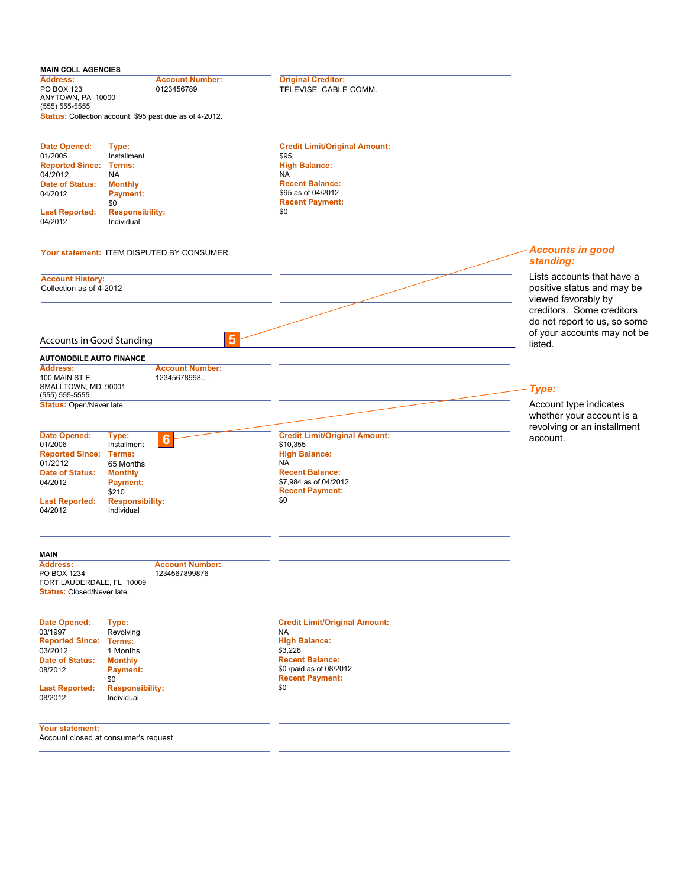**MAIN COLL AGENCIES**

**Address:**
PO BOX 123
ANYTOWN, PA 10000
(555) 555-5555

**Account Number:**
0123456789

**Original Creditor:**
TELEVISE CABLE COMM.

**Status:** Collection account. $95 past due as of 4-2012.

| | | |
|---|---|---|
| **Date Opened:** 01/2005 | **Type:** Installment | **Credit Limit/Original Amount:** $95 |
| **Reported Since:** 04/2012 | **Terms:** NA | **High Balance:** NA |
| **Date of Status:** 04/2012 | **Monthly Payment:** $0 | **Recent Balance:** $95 as of 04/2012 |
| **Last Reported:** 04/2012 | **Responsibility:** Individual | **Recent Payment:** $0 |

**Your statement:** ITEM DISPUTED BY CONSUMER

**Account History:**
Collection as of 4-2012

## Accounts in Good Standing 5

***Accounts in good standing:***

Lists accounts that have a positive status and may be viewed favorably by creditors. Some creditors do not report to us, so some of your accounts may not be listed.

**AUTOMOBILE AUTO FINANCE**

**Address:**
100 MAIN ST E
SMALLTOWN, MD 90001
(555) 555-5555

**Account Number:**
12345678998....

**Status:** Open/Never late.

| | | |
|---|---|---|
| **Date Opened:** 01/2006 | **Type:** Installment 6 | **Credit Limit/Original Amount:** $10,355 |
| **Reported Since:** 01/2012 | **Terms:** 65 Months | **High Balance:** NA |
| **Date of Status:** 04/2012 | **Monthly Payment:** $210 | **Recent Balance:** $7,984 as of 04/2012 |
| **Last Reported:** 04/2012 | **Responsibility:** Individual | **Recent Payment:** $0 |

***Type:***

Account type indicates whether your account is a revolving or an installment account.

**MAIN**

**Address:**
PO BOX 1234
FORT LAUDERDALE, FL 10009

**Account Number:**
1234567899876

**Status:** Closed/Never late.

| | | |
|---|---|---|
| **Date Opened:** 03/1997 | **Type:** Revolving | **Credit Limit/Original Amount:** NA |
| **Reported Since:** 03/2012 | **Terms:** 1 Months | **High Balance:** $3,228 |
| **Date of Status:** 08/2012 | **Monthly Payment:** $0 | **Recent Balance:** $0 /paid as of 08/2012 |
| **Last Reported:** 08/2012 | **Responsibility:** Individual | **Recent Payment:** $0 |

**Your statement:**
Account closed at consumer's request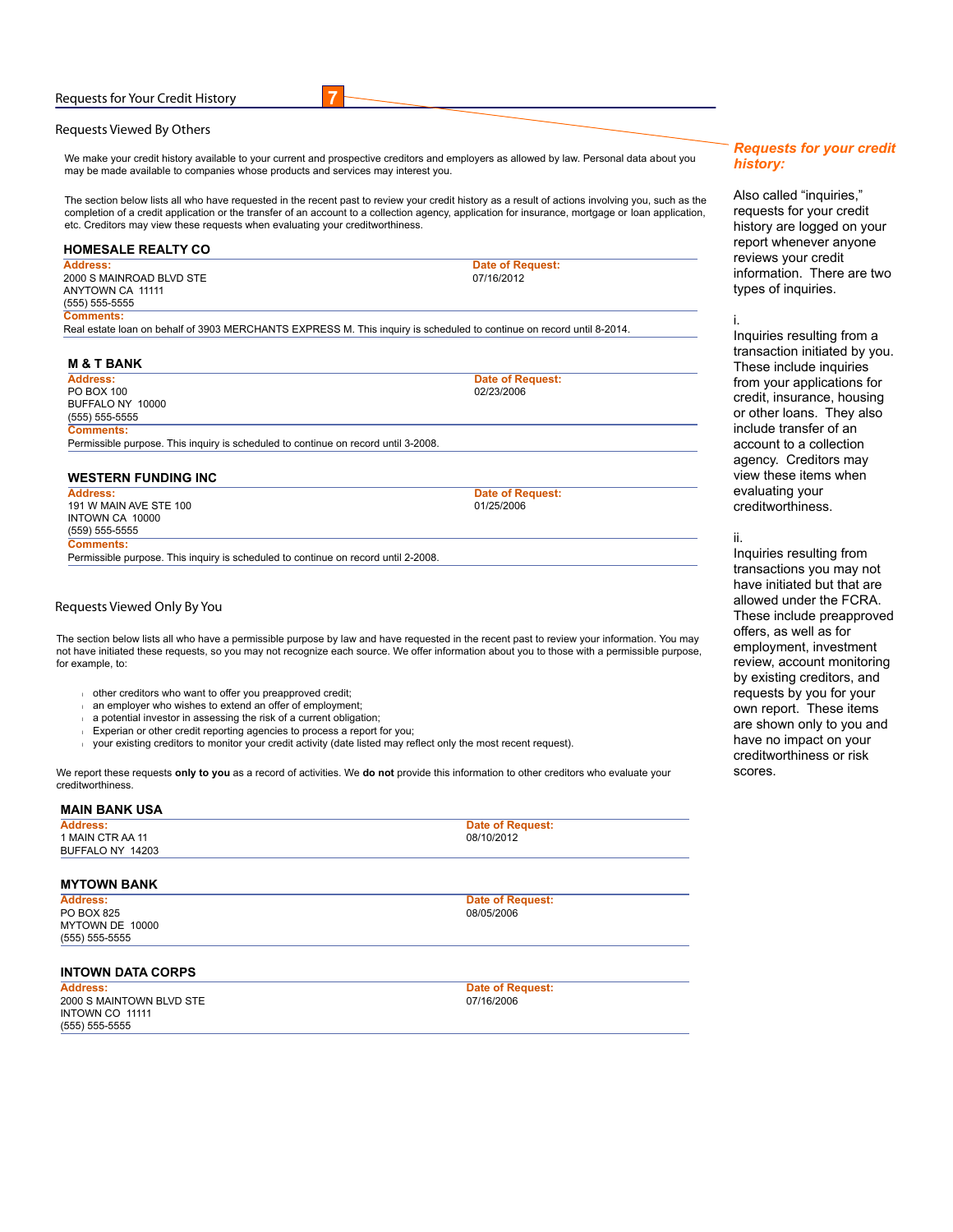## Requests for Your Credit History 7

### Requests Viewed By Others

We make your credit history available to your current and prospective creditors and employers as allowed by law. Personal data about you may be made available to companies whose products and services may interest you.

The section below lists all who have requested in the recent past to review your credit history as a result of actions involving you, such as the completion of a credit application or the transfer of an account to a collection agency, application for insurance, mortgage or loan application, etc. Creditors may view these requests when evaluating your creditworthiness.

**HOMESALE REALTY CO**

**Address:**
2000 S MAINROAD BLVD STE
ANYTOWN CA 11111
(555) 555-5555

**Date of Request:**
07/16/2012

**Comments:**
Real estate loan on behalf of 3903 MERCHANTS EXPRESS M. This inquiry is scheduled to continue on record until 8-2014.

**M & T BANK**

**Address:**
PO BOX 100
BUFFALO NY 10000
(555) 555-5555

**Date of Request:**
02/23/2006

**Comments:**
Permissible purpose. This inquiry is scheduled to continue on record until 3-2008.

**WESTERN FUNDING INC**

**Address:**
191 W MAIN AVE STE 100
INTOWN CA 10000
(559) 555-5555

**Date of Request:**
01/25/2006

**Comments:**
Permissible purpose. This inquiry is scheduled to continue on record until 2-2008.

### Requests Viewed Only By You

The section below lists all who have a permissible purpose by law and have requested in the recent past to review your information. You may not have initiated these requests, so you may not recognize each source. We offer information about you to those with a permissible purpose, for example, to:

- other creditors who want to offer you preapproved credit;
- an employer who wishes to extend an offer of employment;
- a potential investor in assessing the risk of a current obligation;
- Experian or other credit reporting agencies to process a report for you;
- your existing creditors to monitor your credit activity (date listed may reflect only the most recent request).

We report these requests **only to you** as a record of activities. We **do not** provide this information to other creditors who evaluate your creditworthiness.

**MAIN BANK USA**

**Address:**
1 MAIN CTR AA 11
BUFFALO NY 14203

**Date of Request:**
08/10/2012

**MYTOWN BANK**

**Address:**
PO BOX 825
MYTOWN DE 10000
(555) 555-5555

**Date of Request:**
08/05/2006

**INTOWN DATA CORPS**

**Address:**
2000 S MAINTOWN BLVD STE
INTOWN CO 11111
(555) 555-5555

**Date of Request:**
07/16/2006

---

***Requests for your credit history:***

Also called "inquiries," requests for your credit history are logged on your report whenever anyone reviews your credit information. There are two types of inquiries.

i.
Inquiries resulting from a transaction initiated by you. These include inquiries from your applications for credit, insurance, housing or other loans. They also include transfer of an account to a collection agency. Creditors may view these items when evaluating your creditworthiness.

ii.
Inquiries resulting from transactions you may not have initiated but that are allowed under the FCRA. These include preapproved offers, as well as for employment, investment review, account monitoring by existing creditors, and requests by you for your own report. These items are shown only to you and have no impact on your creditworthiness or risk scores.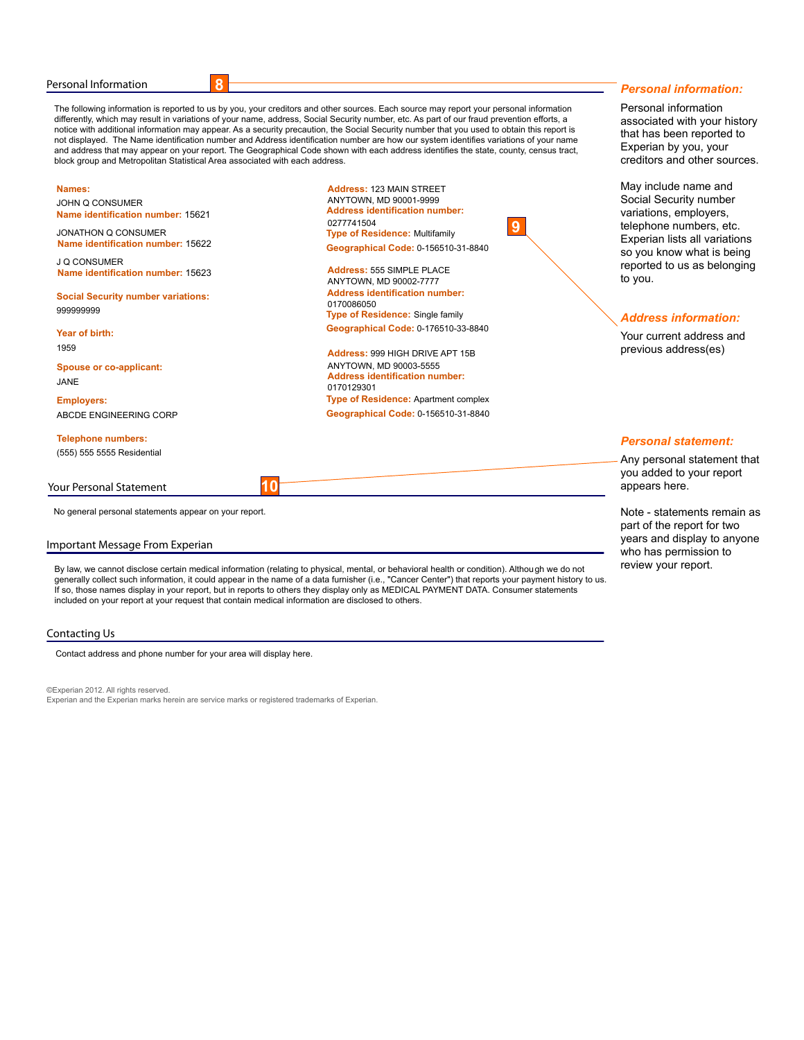## Personal Information

8

The following information is reported to us by you, your creditors and other sources. Each source may report your personal information differently, which may result in variations of your name, address, Social Security number, etc. As part of our fraud prevention efforts, a notice with additional information may appear. As a security precaution, the Social Security number that you used to obtain this report is not displayed. The Name identification number and Address identification number are how our system identifies variations of your name and address that may appear on your report. The Geographical Code shown with each address identifies the state, county, census tract, block group and Metropolitan Statistical Area associated with each address.

**Names:**

JOHN Q CONSUMER
**Name identification number:** 15621

JONATHON Q CONSUMER
**Name identification number:** 15622

J Q CONSUMER
**Name identification number:** 15623

**Social Security number variations:**

999999999

**Year of birth:**

1959

**Spouse or co-applicant:**

JANE

**Employers:**

ABCDE ENGINEERING CORP

**Telephone numbers:**

(555) 555 5555 Residential

**Address:** 123 MAIN STREET
ANYTOWN, MD 90001-9999
**Address identification number:**
0277741504
**Type of Residence:** Multifamily
**Geographical Code:** 0-156510-31-8840

9

**Address:** 555 SIMPLE PLACE
ANYTOWN, MD 90002-7777
**Address identification number:**
0170086050
**Type of Residence:** Single family
**Geographical Code:** 0-176510-33-8840

**Address:** 999 HIGH DRIVE APT 15B
ANYTOWN, MD 90003-5555
**Address identification number:**
0170129301
**Type of Residence:** Apartment complex
**Geographical Code:** 0-156510-31-8840

## Your Personal Statement

10

No general personal statements appear on your report.

## Important Message From Experian

By law, we cannot disclose certain medical information (relating to physical, mental, or behavioral health or condition). Although we do not generally collect such information, it could appear in the name of a data furnisher (i.e., "Cancer Center") that reports your payment history to us. If so, those names display in your report, but in reports to others they display only as MEDICAL PAYMENT DATA. Consumer statements included on your report at your request that contain medical information are disclosed to others.

## Contacting Us

Contact address and phone number for your area will display here.

***Personal information:***

Personal information associated with your history that has been reported to Experian by you, your creditors and other sources.

May include name and Social Security number variations, employers, telephone numbers, etc. Experian lists all variations so you know what is being reported to us as belonging to you.

***Address information:***

Your current address and previous address(es)

***Personal statement:***

Any personal statement that you added to your report appears here.

Note - statements remain as part of the report for two years and display to anyone who has permission to review your report.

©Experian 2012. All rights reserved.
Experian and the Experian marks herein are service marks or registered trademarks of Experian.